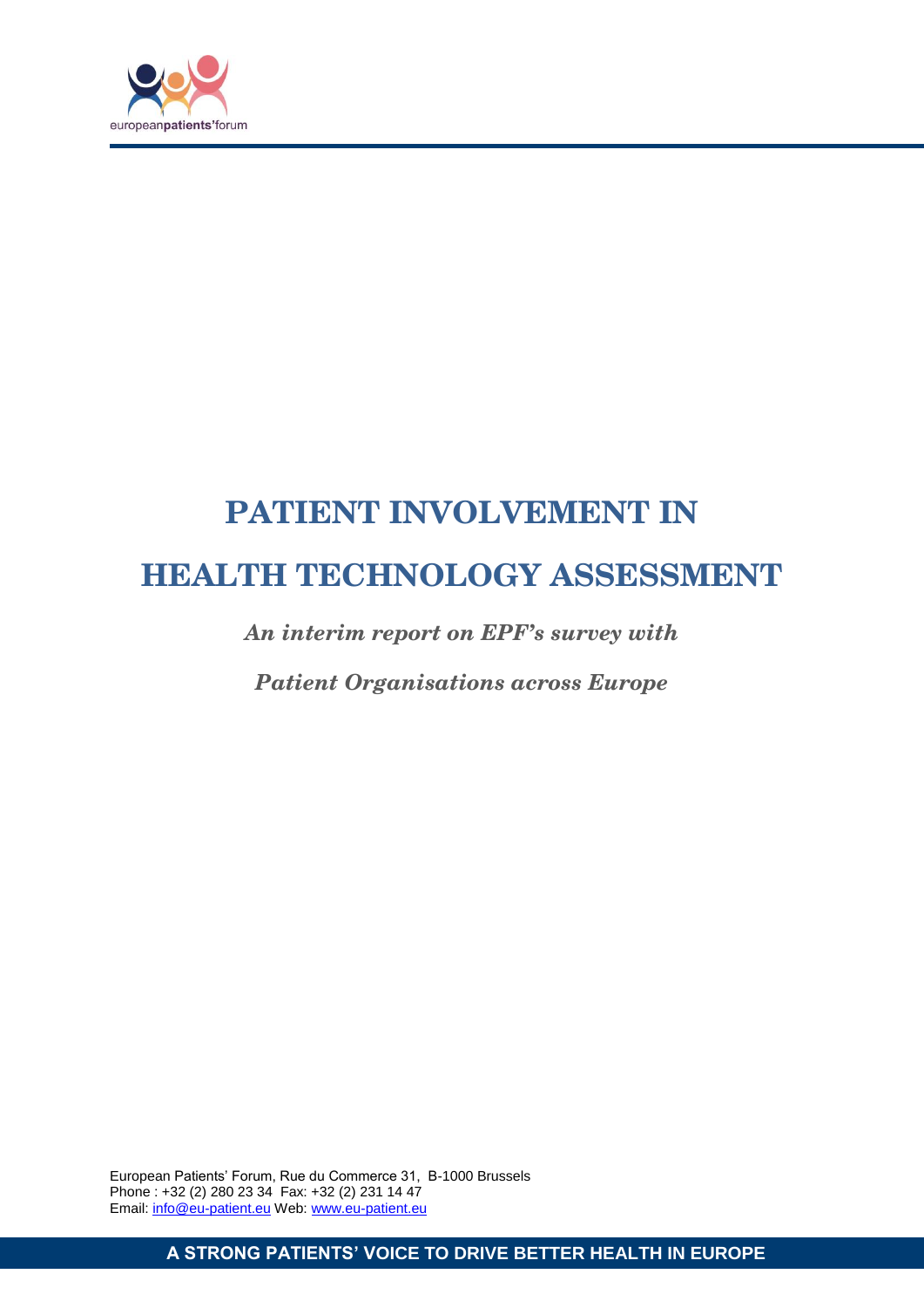europeanpatients'forum

# PATIENT INVOLVEMENT IN HEALTH TECHNOLOGY ASSESSMENT

***An interim report on EPF's survey with Patient Organisations across Europe***

European Patients' Forum, Rue du Commerce 31, B-1000 Brussels
Phone : +32 (2) 280 23 34 Fax: +32 (2) 231 14 47
Email: info@eu-patient.eu Web: www.eu-patient.eu

**A STRONG PATIENTS' VOICE TO DRIVE BETTER HEALTH IN EUROPE**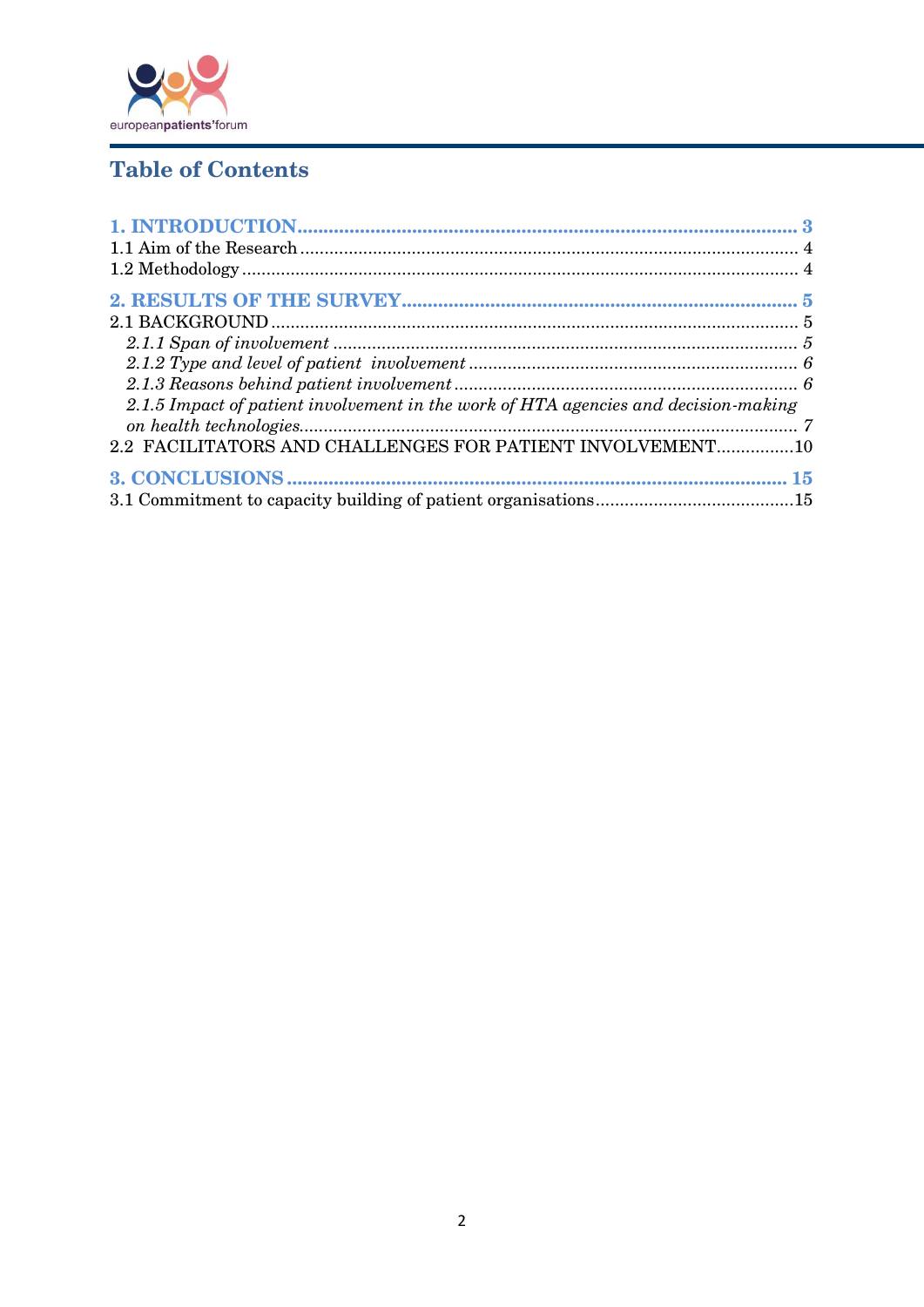## Table of Contents

**1. INTRODUCTION** ........ 3
1.1 Aim of the Research ........ 4
1.2 Methodology ........ 4

**2. RESULTS OF THE SURVEY** ........ 5
2.1 BACKGROUND ........ 5
*2.1.1 Span of involvement* ........ 5
*2.1.2 Type and level of patient involvement* ........ 6
*2.1.3 Reasons behind patient involvement* ........ 6
*2.1.5 Impact of patient involvement in the work of HTA agencies and decision-making on health technologies* ........ 7
2.2 FACILITATORS AND CHALLENGES FOR PATIENT INVOLVEMENT ........ 10

**3. CONCLUSIONS** ........ 15
3.1 Commitment to capacity building of patient organisations ........ 15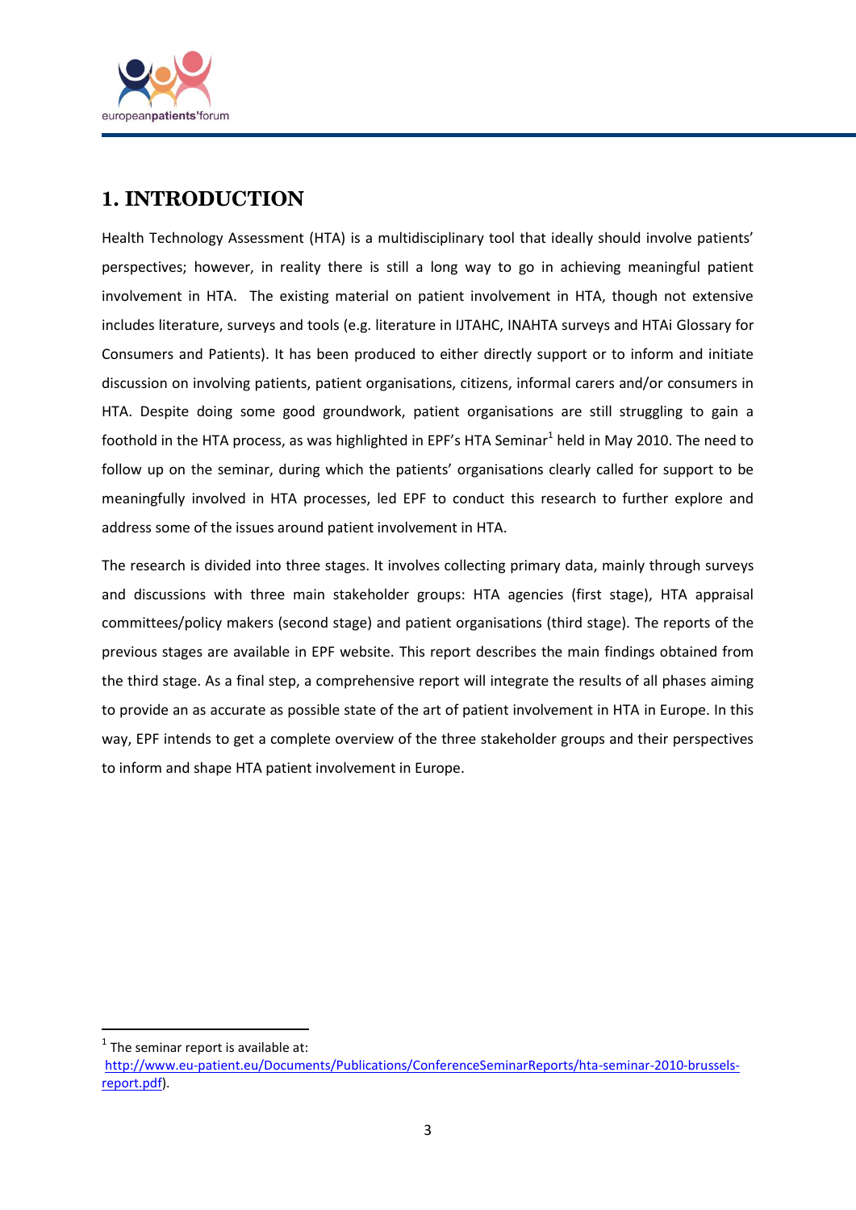# 1. INTRODUCTION

Health Technology Assessment (HTA) is a multidisciplinary tool that ideally should involve patients' perspectives; however, in reality there is still a long way to go in achieving meaningful patient involvement in HTA. The existing material on patient involvement in HTA, though not extensive includes literature, surveys and tools (e.g. literature in IJTAHC, INAHTA surveys and HTAi Glossary for Consumers and Patients). It has been produced to either directly support or to inform and initiate discussion on involving patients, patient organisations, citizens, informal carers and/or consumers in HTA. Despite doing some good groundwork, patient organisations are still struggling to gain a foothold in the HTA process, as was highlighted in EPF's HTA Seminar[1] held in May 2010. The need to follow up on the seminar, during which the patients' organisations clearly called for support to be meaningfully involved in HTA processes, led EPF to conduct this research to further explore and address some of the issues around patient involvement in HTA.

The research is divided into three stages. It involves collecting primary data, mainly through surveys and discussions with three main stakeholder groups: HTA agencies (first stage), HTA appraisal committees/policy makers (second stage) and patient organisations (third stage). The reports of the previous stages are available in EPF website. This report describes the main findings obtained from the third stage. As a final step, a comprehensive report will integrate the results of all phases aiming to provide an as accurate as possible state of the art of patient involvement in HTA in Europe. In this way, EPF intends to get a complete overview of the three stakeholder groups and their perspectives to inform and shape HTA patient involvement in Europe.

---

[1] The seminar report is available at: http://www.eu-patient.eu/Documents/Publications/ConferenceSeminarReports/hta-seminar-2010-brussels-report.pdf).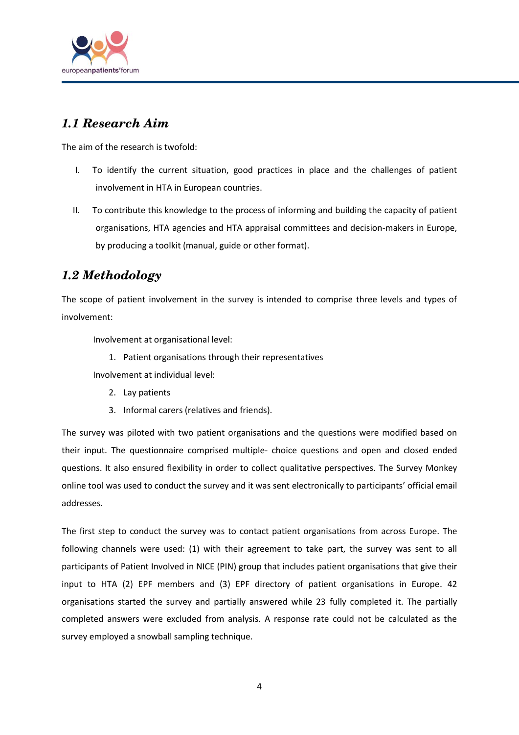## *1.1 Research Aim*

The aim of the research is twofold:

I. To identify the current situation, good practices in place and the challenges of patient involvement in HTA in European countries.

II. To contribute this knowledge to the process of informing and building the capacity of patient organisations, HTA agencies and HTA appraisal committees and decision-makers in Europe, by producing a toolkit (manual, guide or other format).

## *1.2 Methodology*

The scope of patient involvement in the survey is intended to comprise three levels and types of involvement:

Involvement at organisational level:

1. Patient organisations through their representatives

Involvement at individual level:

2. Lay patients
3. Informal carers (relatives and friends).

The survey was piloted with two patient organisations and the questions were modified based on their input. The questionnaire comprised multiple- choice questions and open and closed ended questions. It also ensured flexibility in order to collect qualitative perspectives. The Survey Monkey online tool was used to conduct the survey and it was sent electronically to participants' official email addresses.

The first step to conduct the survey was to contact patient organisations from across Europe. The following channels were used: (1) with their agreement to take part, the survey was sent to all participants of Patient Involved in NICE (PIN) group that includes patient organisations that give their input to HTA (2) EPF members and (3) EPF directory of patient organisations in Europe. 42 organisations started the survey and partially answered while 23 fully completed it. The partially completed answers were excluded from analysis. A response rate could not be calculated as the survey employed a snowball sampling technique.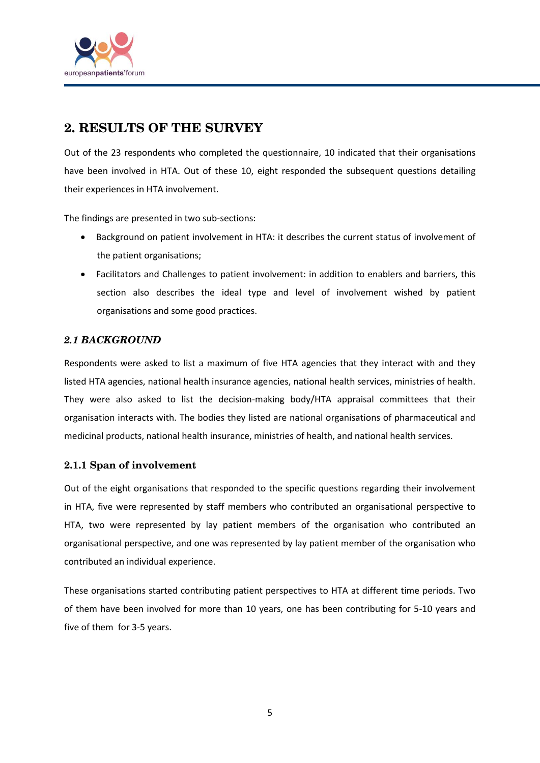## 2. RESULTS OF THE SURVEY

Out of the 23 respondents who completed the questionnaire, 10 indicated that their organisations have been involved in HTA. Out of these 10, eight responded the subsequent questions detailing their experiences in HTA involvement.

The findings are presented in two sub-sections:

- Background on patient involvement in HTA: it describes the current status of involvement of the patient organisations;
- Facilitators and Challenges to patient involvement: in addition to enablers and barriers, this section also describes the ideal type and level of involvement wished by patient organisations and some good practices.

### *2.1 BACKGROUND*

Respondents were asked to list a maximum of five HTA agencies that they interact with and they listed HTA agencies, national health insurance agencies, national health services, ministries of health. They were also asked to list the decision-making body/HTA appraisal committees that their organisation interacts with. The bodies they listed are national organisations of pharmaceutical and medicinal products, national health insurance, ministries of health, and national health services.

#### 2.1.1 Span of involvement

Out of the eight organisations that responded to the specific questions regarding their involvement in HTA, five were represented by staff members who contributed an organisational perspective to HTA, two were represented by lay patient members of the organisation who contributed an organisational perspective, and one was represented by lay patient member of the organisation who contributed an individual experience.

These organisations started contributing patient perspectives to HTA at different time periods. Two of them have been involved for more than 10 years, one has been contributing for 5-10 years and five of them for 3-5 years.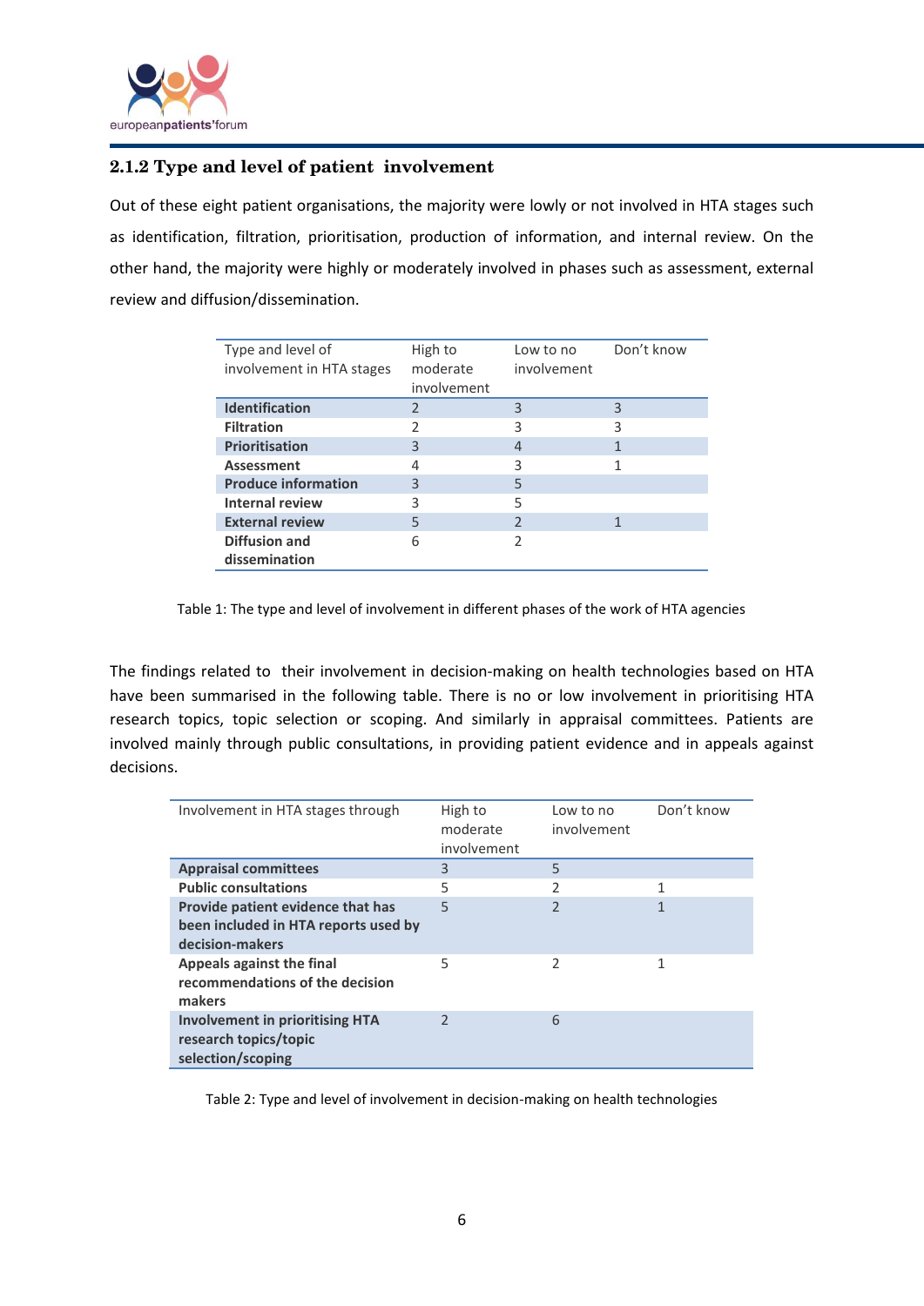### 2.1.2 Type and level of patient involvement

Out of these eight patient organisations, the majority were lowly or not involved in HTA stages such as identification, filtration, prioritisation, production of information, and internal review. On the other hand, the majority were highly or moderately involved in phases such as assessment, external review and diffusion/dissemination.

| Type and level of involvement in HTA stages | High to moderate involvement | Low to no involvement | Don't know |
|---|---|---|---|
| **Identification** | 2 | 3 | 3 |
| **Filtration** | 2 | 3 | 3 |
| **Prioritisation** | 3 | 4 | 1 |
| **Assessment** | 4 | 3 | 1 |
| **Produce information** | 3 | 5 | |
| **Internal review** | 3 | 5 | |
| **External review** | 5 | 2 | 1 |
| **Diffusion and dissemination** | 6 | 2 | |

Table 1: The type and level of involvement in different phases of the work of HTA agencies

The findings related to their involvement in decision-making on health technologies based on HTA have been summarised in the following table. There is no or low involvement in prioritising HTA research topics, topic selection or scoping. And similarly in appraisal committees. Patients are involved mainly through public consultations, in providing patient evidence and in appeals against decisions.

| Involvement in HTA stages through | High to moderate involvement | Low to no involvement | Don't know |
|---|---|---|---|
| **Appraisal committees** | 3 | 5 | |
| **Public consultations** | 5 | 2 | 1 |
| **Provide patient evidence that has been included in HTA reports used by decision-makers** | 5 | 2 | 1 |
| **Appeals against the final recommendations of the decision makers** | 5 | 2 | 1 |
| **Involvement in prioritising HTA research topics/topic selection/scoping** | 2 | 6 | |

Table 2: Type and level of involvement in decision-making on health technologies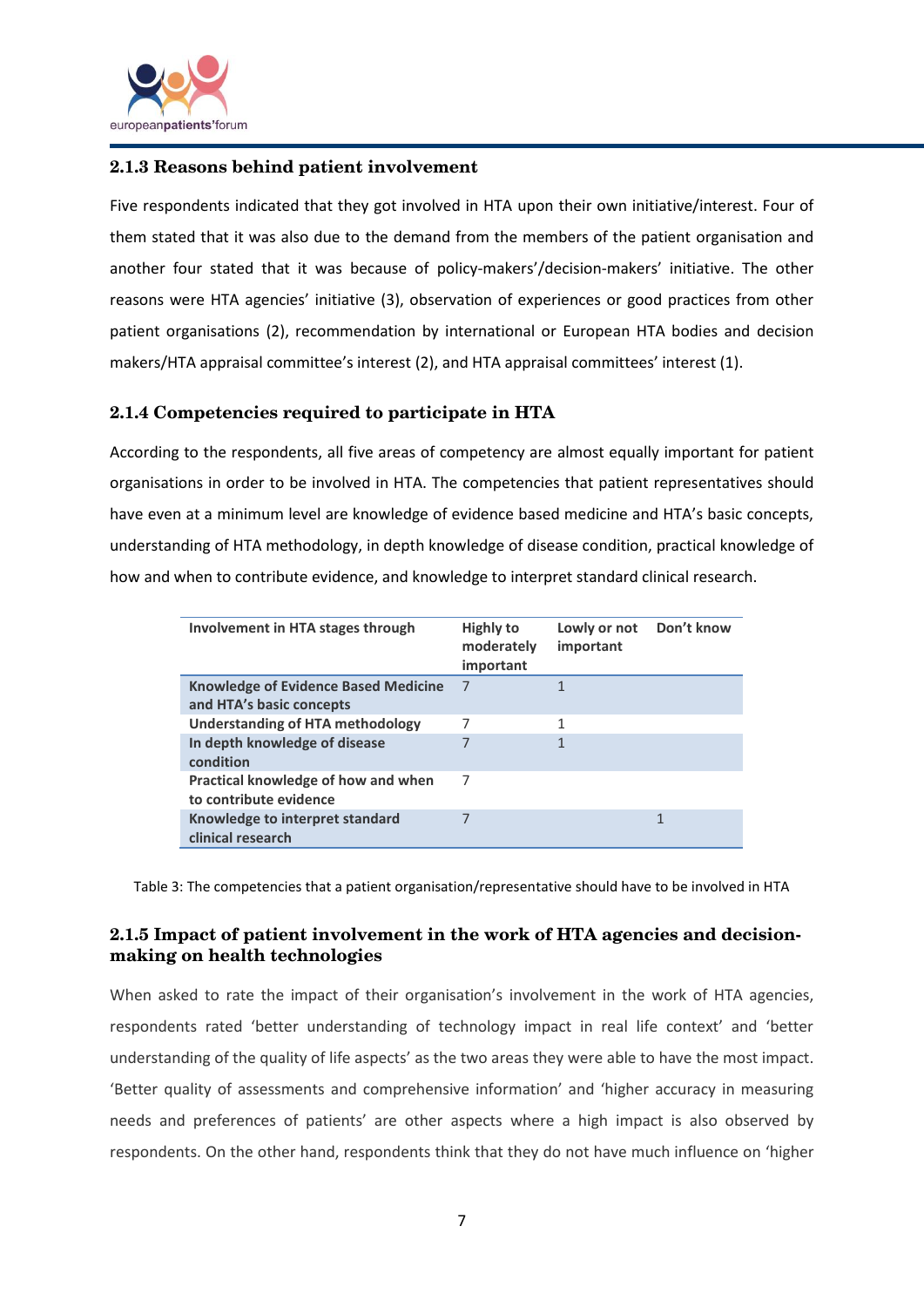### 2.1.3 Reasons behind patient involvement

Five respondents indicated that they got involved in HTA upon their own initiative/interest. Four of them stated that it was also due to the demand from the members of the patient organisation and another four stated that it was because of policy-makers'/decision-makers' initiative. The other reasons were HTA agencies' initiative (3), observation of experiences or good practices from other patient organisations (2), recommendation by international or European HTA bodies and decision makers/HTA appraisal committee's interest (2), and HTA appraisal committees' interest (1).

### 2.1.4 Competencies required to participate in HTA

According to the respondents, all five areas of competency are almost equally important for patient organisations in order to be involved in HTA. The competencies that patient representatives should have even at a minimum level are knowledge of evidence based medicine and HTA's basic concepts, understanding of HTA methodology, in depth knowledge of disease condition, practical knowledge of how and when to contribute evidence, and knowledge to interpret standard clinical research.

| Involvement in HTA stages through | Highly to moderately important | Lowly or not important | Don't know |
|---|---|---|---|
| **Knowledge of Evidence Based Medicine and HTA's basic concepts** | 7 | 1 | |
| **Understanding of HTA methodology** | 7 | 1 | |
| **In depth knowledge of disease condition** | 7 | 1 | |
| **Practical knowledge of how and when to contribute evidence** | 7 | | |
| **Knowledge to interpret standard clinical research** | 7 | | 1 |

Table 3: The competencies that a patient organisation/representative should have to be involved in HTA

### 2.1.5 Impact of patient involvement in the work of HTA agencies and decision-making on health technologies

When asked to rate the impact of their organisation's involvement in the work of HTA agencies, respondents rated 'better understanding of technology impact in real life context' and 'better understanding of the quality of life aspects' as the two areas they were able to have the most impact. 'Better quality of assessments and comprehensive information' and 'higher accuracy in measuring needs and preferences of patients' are other aspects where a high impact is also observed by respondents. On the other hand, respondents think that they do not have much influence on 'higher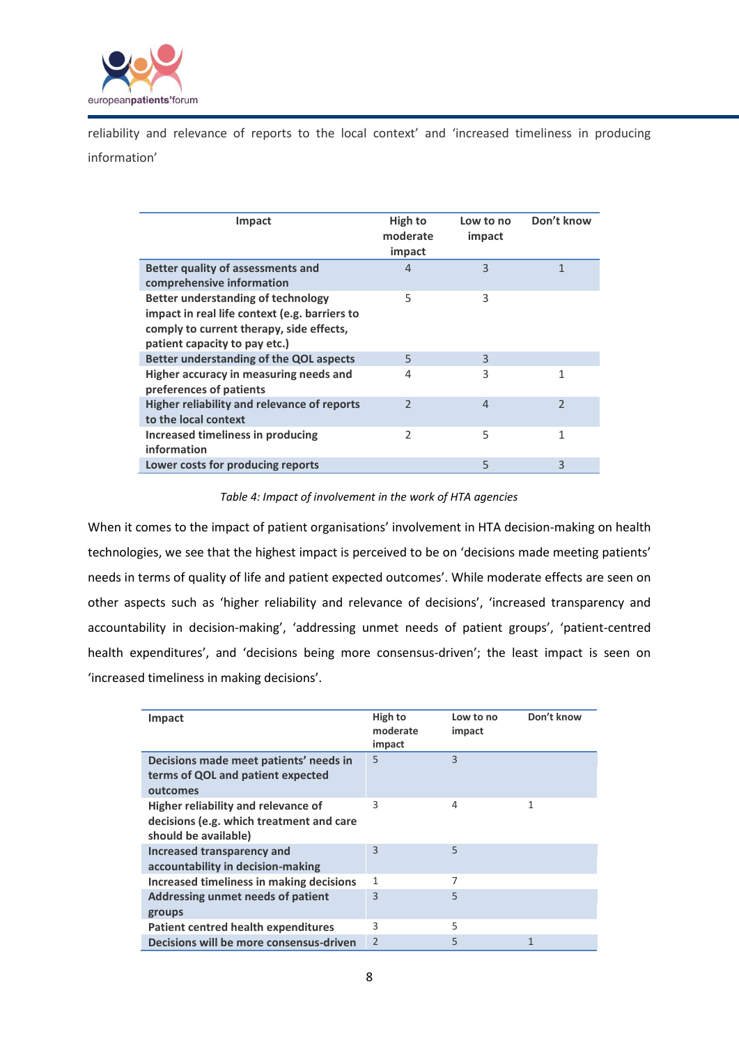reliability and relevance of reports to the local context' and 'increased timeliness in producing information'

| Impact | High to moderate impact | Low to no impact | Don't know |
|---|---|---|---|
| **Better quality of assessments and comprehensive information** | 4 | 3 | 1 |
| **Better understanding of technology impact in real life context (e.g. barriers to comply to current therapy, side effects, patient capacity to pay etc.)** | 5 | 3 | |
| **Better understanding of the QOL aspects** | 5 | 3 | |
| **Higher accuracy in measuring needs and preferences of patients** | 4 | 3 | 1 |
| **Higher reliability and relevance of reports to the local context** | 2 | 4 | 2 |
| **Increased timeliness in producing information** | 2 | 5 | 1 |
| **Lower costs for producing reports** | | 5 | 3 |

*Table 4: Impact of involvement in the work of HTA agencies*

When it comes to the impact of patient organisations' involvement in HTA decision-making on health technologies, we see that the highest impact is perceived to be on 'decisions made meeting patients' needs in terms of quality of life and patient expected outcomes'. While moderate effects are seen on other aspects such as 'higher reliability and relevance of decisions', 'increased transparency and accountability in decision-making', 'addressing unmet needs of patient groups', 'patient-centred health expenditures', and 'decisions being more consensus-driven'; the least impact is seen on 'increased timeliness in making decisions'.

| Impact | High to moderate impact | Low to no impact | Don't know |
|---|---|---|---|
| **Decisions made meet patients' needs in terms of QOL and patient expected outcomes** | 5 | 3 | |
| **Higher reliability and relevance of decisions (e.g. which treatment and care should be available)** | 3 | 4 | 1 |
| **Increased transparency and accountability in decision-making** | 3 | 5 | |
| **Increased timeliness in making decisions** | 1 | 7 | |
| **Addressing unmet needs of patient groups** | 3 | 5 | |
| **Patient centred health expenditures** | 3 | 5 | |
| **Decisions will be more consensus-driven** | 2 | 5 | 1 |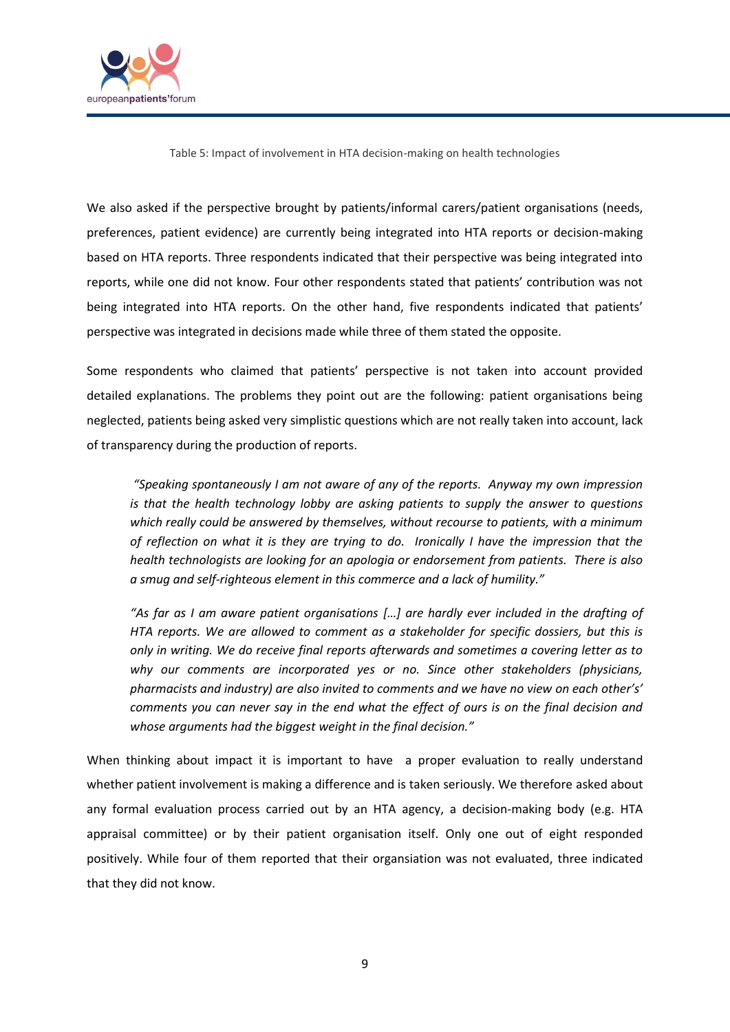Table 5: Impact of involvement in HTA decision-making on health technologies

We also asked if the perspective brought by patients/informal carers/patient organisations (needs, preferences, patient evidence) are currently being integrated into HTA reports or decision-making based on HTA reports. Three respondents indicated that their perspective was being integrated into reports, while one did not know. Four other respondents stated that patients' contribution was not being integrated into HTA reports. On the other hand, five respondents indicated that patients' perspective was integrated in decisions made while three of them stated the opposite.

Some respondents who claimed that patients' perspective is not taken into account provided detailed explanations. The problems they point out are the following: patient organisations being neglected, patients being asked very simplistic questions which are not really taken into account, lack of transparency during the production of reports.

> *"Speaking spontaneously I am not aware of any of the reports. Anyway my own impression is that the health technology lobby are asking patients to supply the answer to questions which really could be answered by themselves, without recourse to patients, with a minimum of reflection on what it is they are trying to do. Ironically I have the impression that the health technologists are looking for an apologia or endorsement from patients. There is also a smug and self-righteous element in this commerce and a lack of humility."*

> *"As far as I am aware patient organisations […] are hardly ever included in the drafting of HTA reports. We are allowed to comment as a stakeholder for specific dossiers, but this is only in writing. We do receive final reports afterwards and sometimes a covering letter as to why our comments are incorporated yes or no. Since other stakeholders (physicians, pharmacists and industry) are also invited to comments and we have no view on each other's' comments you can never say in the end what the effect of ours is on the final decision and whose arguments had the biggest weight in the final decision."*

When thinking about impact it is important to have a proper evaluation to really understand whether patient involvement is making a difference and is taken seriously. We therefore asked about any formal evaluation process carried out by an HTA agency, a decision-making body (e.g. HTA appraisal committee) or by their patient organisation itself. Only one out of eight responded positively. While four of them reported that their organsiation was not evaluated, three indicated that they did not know.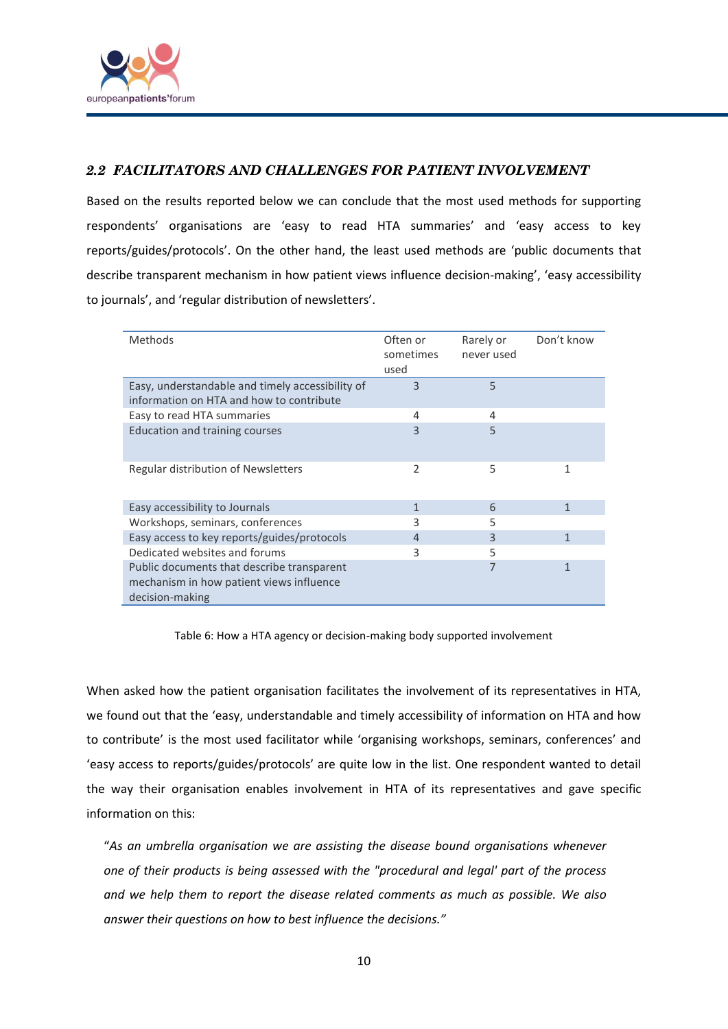### 2.2 FACILITATORS AND CHALLENGES FOR PATIENT INVOLVEMENT

Based on the results reported below we can conclude that the most used methods for supporting respondents' organisations are 'easy to read HTA summaries' and 'easy access to key reports/guides/protocols'. On the other hand, the least used methods are 'public documents that describe transparent mechanism in how patient views influence decision-making', 'easy accessibility to journals', and 'regular distribution of newsletters'.

| Methods | Often or sometimes used | Rarely or never used | Don't know |
|---|---|---|---|
| Easy, understandable and timely accessibility of information on HTA and how to contribute | 3 | 5 | |
| Easy to read HTA summaries | 4 | 4 | |
| Education and training courses | 3 | 5 | |
| Regular distribution of Newsletters | 2 | 5 | 1 |
| Easy accessibility to Journals | 1 | 6 | 1 |
| Workshops, seminars, conferences | 3 | 5 | |
| Easy access to key reports/guides/protocols | 4 | 3 | 1 |
| Dedicated websites and forums | 3 | 5 | |
| Public documents that describe transparent mechanism in how patient views influence decision-making | | 7 | 1 |

Table 6: How a HTA agency or decision-making body supported involvement

When asked how the patient organisation facilitates the involvement of its representatives in HTA, we found out that the 'easy, understandable and timely accessibility of information on HTA and how to contribute' is the most used facilitator while 'organising workshops, seminars, conferences' and 'easy access to reports/guides/protocols' are quite low in the list. One respondent wanted to detail the way their organisation enables involvement in HTA of its representatives and gave specific information on this:

> *"As an umbrella organisation we are assisting the disease bound organisations whenever one of their products is being assessed with the "procedural and legal' part of the process and we help them to report the disease related comments as much as possible. We also answer their questions on how to best influence the decisions."*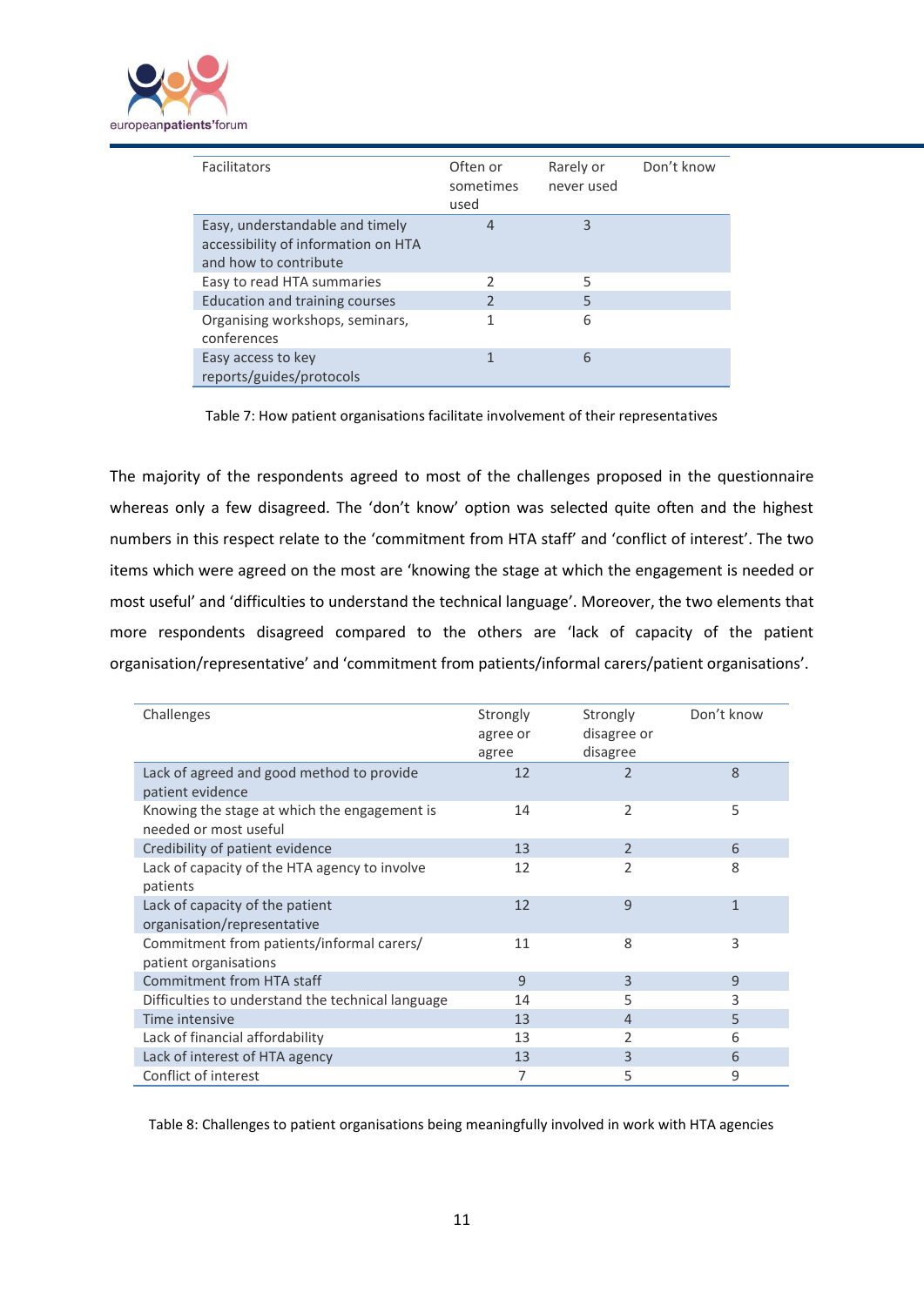| Facilitators | Often or sometimes used | Rarely or never used | Don't know |
|---|---|---|---|
| Easy, understandable and timely accessibility of information on HTA and how to contribute | 4 | 3 | |
| Easy to read HTA summaries | 2 | 5 | |
| Education and training courses | 2 | 5 | |
| Organising workshops, seminars, conferences | 1 | 6 | |
| Easy access to key reports/guides/protocols | 1 | 6 | |

Table 7: How patient organisations facilitate involvement of their representatives

The majority of the respondents agreed to most of the challenges proposed in the questionnaire whereas only a few disagreed. The 'don't know' option was selected quite often and the highest numbers in this respect relate to the 'commitment from HTA staff' and 'conflict of interest'. The two items which were agreed on the most are 'knowing the stage at which the engagement is needed or most useful' and 'difficulties to understand the technical language'. Moreover, the two elements that more respondents disagreed compared to the others are 'lack of capacity of the patient organisation/representative' and 'commitment from patients/informal carers/patient organisations'.

| Challenges | Strongly agree or agree | Strongly disagree or disagree | Don't know |
|---|---|---|---|
| Lack of agreed and good method to provide patient evidence | 12 | 2 | 8 |
| Knowing the stage at which the engagement is needed or most useful | 14 | 2 | 5 |
| Credibility of patient evidence | 13 | 2 | 6 |
| Lack of capacity of the HTA agency to involve patients | 12 | 2 | 8 |
| Lack of capacity of the patient organisation/representative | 12 | 9 | 1 |
| Commitment from patients/informal carers/ patient organisations | 11 | 8 | 3 |
| Commitment from HTA staff | 9 | 3 | 9 |
| Difficulties to understand the technical language | 14 | 5 | 3 |
| Time intensive | 13 | 4 | 5 |
| Lack of financial affordability | 13 | 2 | 6 |
| Lack of interest of HTA agency | 13 | 3 | 6 |
| Conflict of interest | 7 | 5 | 9 |

Table 8: Challenges to patient organisations being meaningfully involved in work with HTA agencies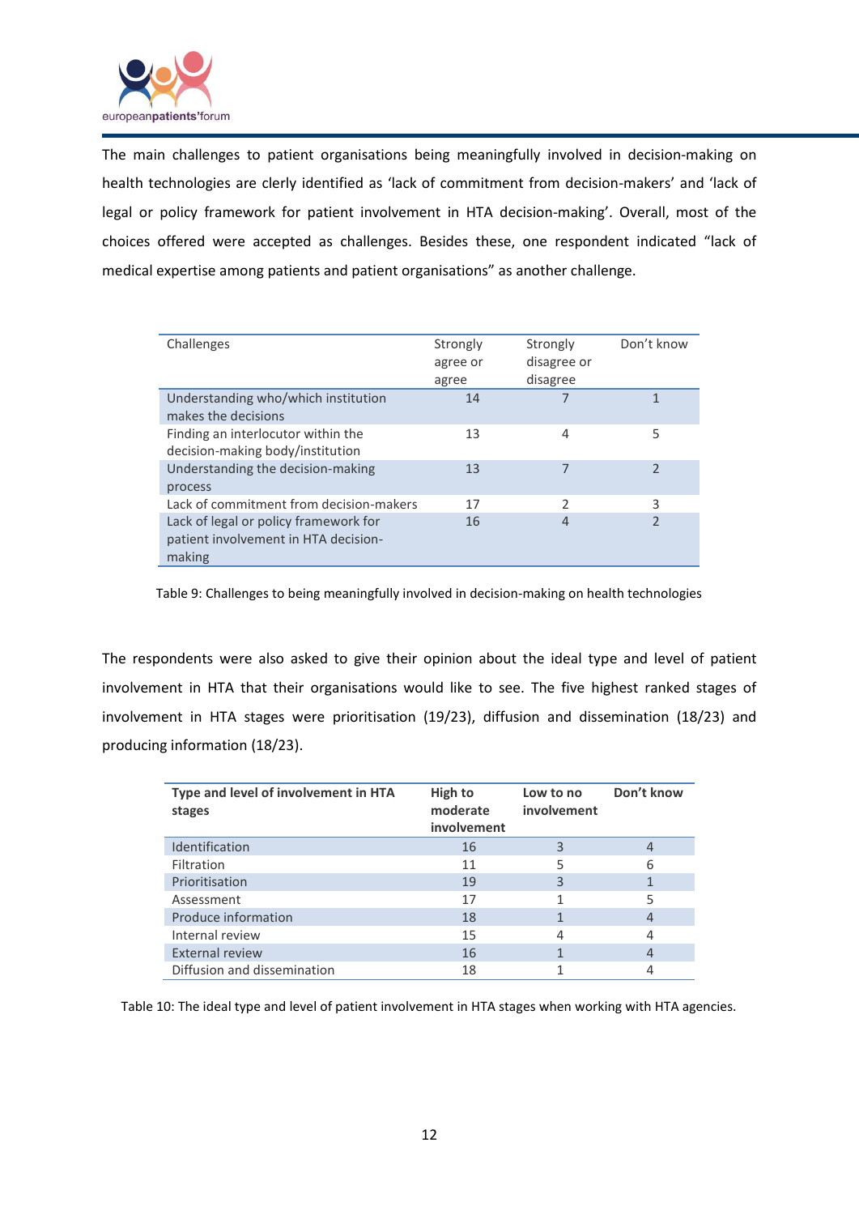The main challenges to patient organisations being meaningfully involved in decision-making on health technologies are clerly identified as 'lack of commitment from decision-makers' and 'lack of legal or policy framework for patient involvement in HTA decision-making'. Overall, most of the choices offered were accepted as challenges. Besides these, one respondent indicated "lack of medical expertise among patients and patient organisations" as another challenge.

| Challenges | Strongly agree or agree | Strongly disagree or disagree | Don't know |
|---|---|---|---|
| Understanding who/which institution makes the decisions | 14 | 7 | 1 |
| Finding an interlocutor within the decision-making body/institution | 13 | 4 | 5 |
| Understanding the decision-making process | 13 | 7 | 2 |
| Lack of commitment from decision-makers | 17 | 2 | 3 |
| Lack of legal or policy framework for patient involvement in HTA decision-making | 16 | 4 | 2 |

Table 9: Challenges to being meaningfully involved in decision-making on health technologies

The respondents were also asked to give their opinion about the ideal type and level of patient involvement in HTA that their organisations would like to see. The five highest ranked stages of involvement in HTA stages were prioritisation (19/23), diffusion and dissemination (18/23) and producing information (18/23).

| **Type and level of involvement in HTA stages** | **High to moderate involvement** | **Low to no involvement** | **Don't know** |
|---|---|---|---|
| Identification | 16 | 3 | 4 |
| Filtration | 11 | 5 | 6 |
| Prioritisation | 19 | 3 | 1 |
| Assessment | 17 | 1 | 5 |
| Produce information | 18 | 1 | 4 |
| Internal review | 15 | 4 | 4 |
| External review | 16 | 1 | 4 |
| Diffusion and dissemination | 18 | 1 | 4 |

Table 10: The ideal type and level of patient involvement in HTA stages when working with HTA agencies.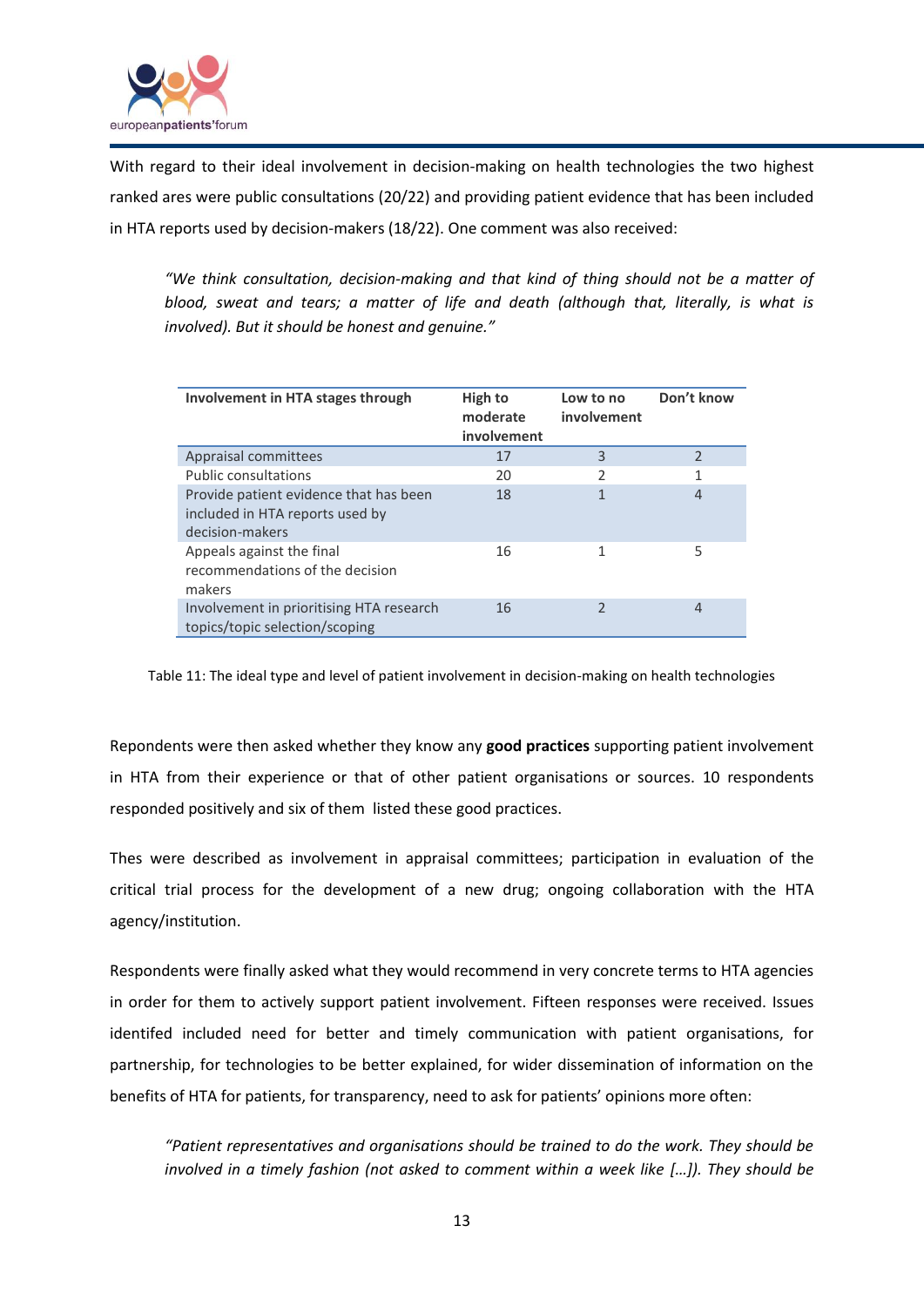With regard to their ideal involvement in decision-making on health technologies the two highest ranked ares were public consultations (20/22) and providing patient evidence that has been included in HTA reports used by decision-makers (18/22). One comment was also received:

> *"We think consultation, decision-making and that kind of thing should not be a matter of blood, sweat and tears; a matter of life and death (although that, literally, is what is involved). But it should be honest and genuine."*

| Involvement in HTA stages through | High to moderate involvement | Low to no involvement | Don't know |
|---|---|---|---|
| Appraisal committees | 17 | 3 | 2 |
| Public consultations | 20 | 2 | 1 |
| Provide patient evidence that has been included in HTA reports used by decision-makers | 18 | 1 | 4 |
| Appeals against the final recommendations of the decision makers | 16 | 1 | 5 |
| Involvement in prioritising HTA research topics/topic selection/scoping | 16 | 2 | 4 |

Table 11: The ideal type and level of patient involvement in decision-making on health technologies

Repondents were then asked whether they know any **good practices** supporting patient involvement in HTA from their experience or that of other patient organisations or sources. 10 respondents responded positively and six of them listed these good practices.

Thes were described as involvement in appraisal committees; participation in evaluation of the critical trial process for the development of a new drug; ongoing collaboration with the HTA agency/institution.

Respondents were finally asked what they would recommend in very concrete terms to HTA agencies in order for them to actively support patient involvement. Fifteen responses were received. Issues identifed included need for better and timely communication with patient organisations, for partnership, for technologies to be better explained, for wider dissemination of information on the benefits of HTA for patients, for transparency, need to ask for patients' opinions more often:

> *"Patient representatives and organisations should be trained to do the work. They should be involved in a timely fashion (not asked to comment within a week like [...]). They should be*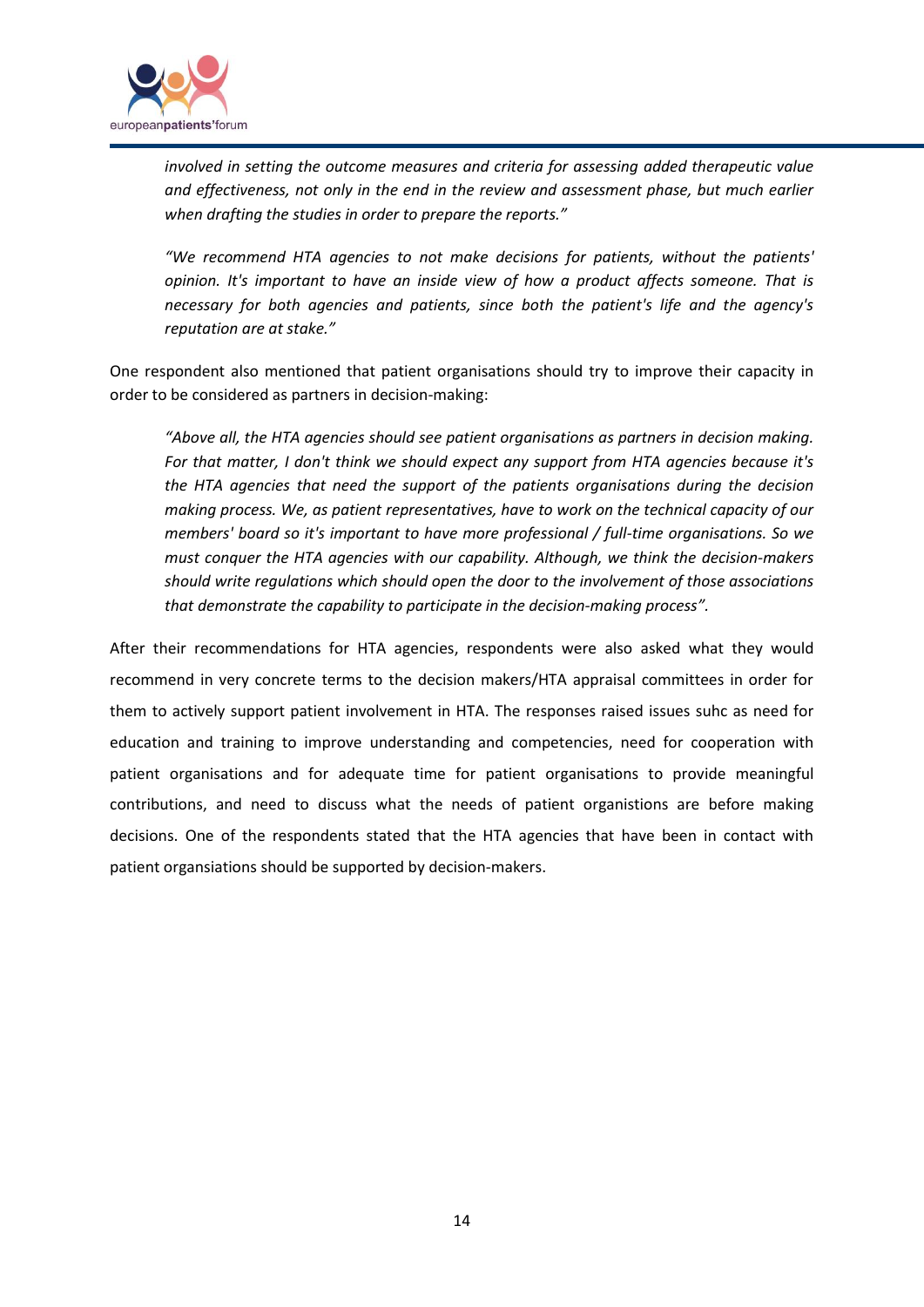*involved in setting the outcome measures and criteria for assessing added therapeutic value and effectiveness, not only in the end in the review and assessment phase, but much earlier when drafting the studies in order to prepare the reports."*

*"We recommend HTA agencies to not make decisions for patients, without the patients' opinion. It's important to have an inside view of how a product affects someone. That is necessary for both agencies and patients, since both the patient's life and the agency's reputation are at stake."*

One respondent also mentioned that patient organisations should try to improve their capacity in order to be considered as partners in decision-making:

*"Above all, the HTA agencies should see patient organisations as partners in decision making. For that matter, I don't think we should expect any support from HTA agencies because it's the HTA agencies that need the support of the patients organisations during the decision making process. We, as patient representatives, have to work on the technical capacity of our members' board so it's important to have more professional / full-time organisations. So we must conquer the HTA agencies with our capability. Although, we think the decision-makers should write regulations which should open the door to the involvement of those associations that demonstrate the capability to participate in the decision-making process".*

After their recommendations for HTA agencies, respondents were also asked what they would recommend in very concrete terms to the decision makers/HTA appraisal committees in order for them to actively support patient involvement in HTA. The responses raised issues suhc as need for education and training to improve understanding and competencies, need for cooperation with patient organisations and for adequate time for patient organisations to provide meaningful contributions, and need to discuss what the needs of patient organistions are before making decisions. One of the respondents stated that the HTA agencies that have been in contact with patient organsiations should be supported by decision-makers.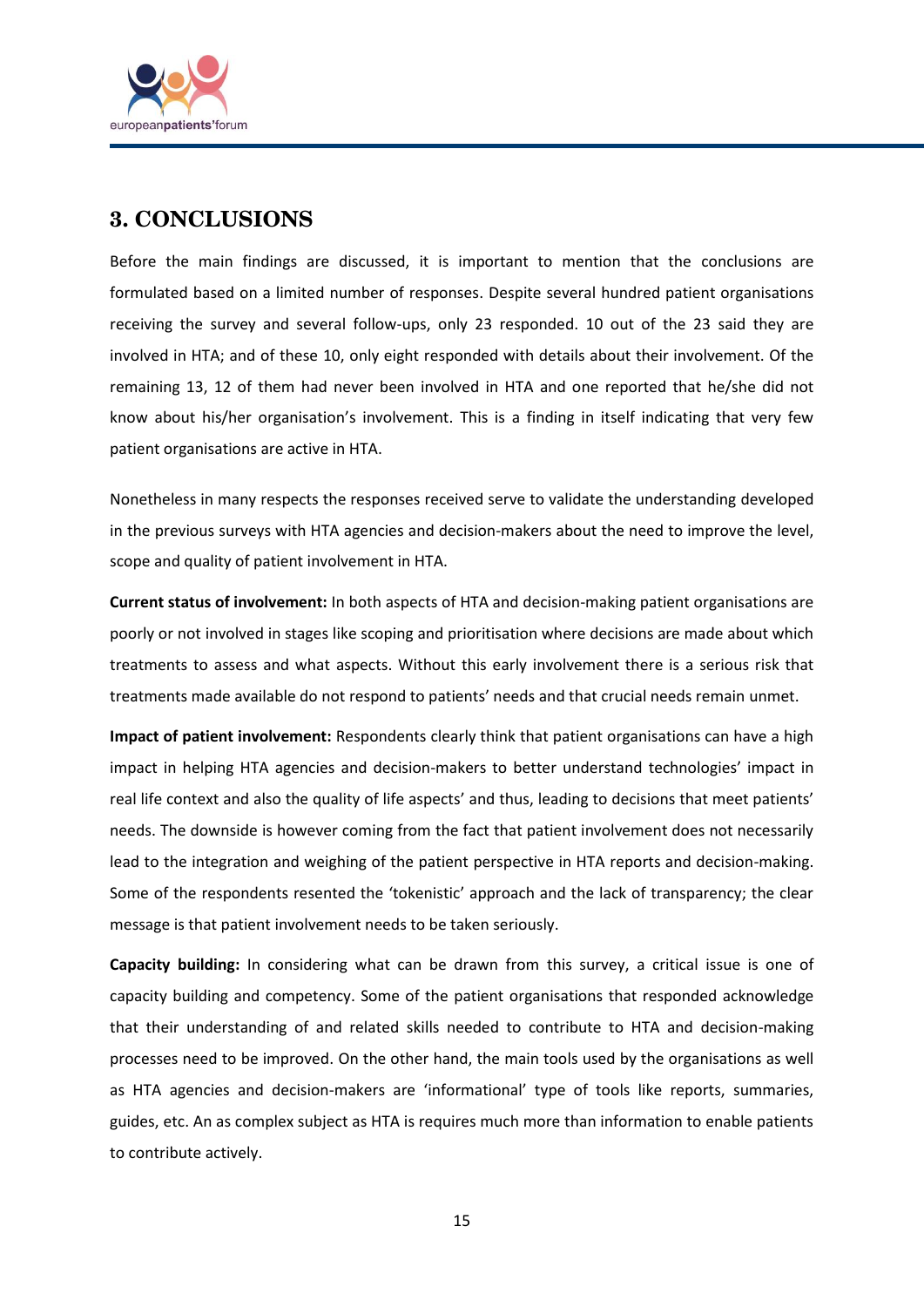## 3. CONCLUSIONS

Before the main findings are discussed, it is important to mention that the conclusions are formulated based on a limited number of responses. Despite several hundred patient organisations receiving the survey and several follow-ups, only 23 responded. 10 out of the 23 said they are involved in HTA; and of these 10, only eight responded with details about their involvement. Of the remaining 13, 12 of them had never been involved in HTA and one reported that he/she did not know about his/her organisation's involvement. This is a finding in itself indicating that very few patient organisations are active in HTA.

Nonetheless in many respects the responses received serve to validate the understanding developed in the previous surveys with HTA agencies and decision-makers about the need to improve the level, scope and quality of patient involvement in HTA.

**Current status of involvement:** In both aspects of HTA and decision-making patient organisations are poorly or not involved in stages like scoping and prioritisation where decisions are made about which treatments to assess and what aspects. Without this early involvement there is a serious risk that treatments made available do not respond to patients' needs and that crucial needs remain unmet.

**Impact of patient involvement:** Respondents clearly think that patient organisations can have a high impact in helping HTA agencies and decision-makers to better understand technologies' impact in real life context and also the quality of life aspects' and thus, leading to decisions that meet patients' needs. The downside is however coming from the fact that patient involvement does not necessarily lead to the integration and weighing of the patient perspective in HTA reports and decision-making. Some of the respondents resented the 'tokenistic' approach and the lack of transparency; the clear message is that patient involvement needs to be taken seriously.

**Capacity building:** In considering what can be drawn from this survey, a critical issue is one of capacity building and competency. Some of the patient organisations that responded acknowledge that their understanding of and related skills needed to contribute to HTA and decision-making processes need to be improved. On the other hand, the main tools used by the organisations as well as HTA agencies and decision-makers are 'informational' type of tools like reports, summaries, guides, etc. An as complex subject as HTA is requires much more than information to enable patients to contribute actively.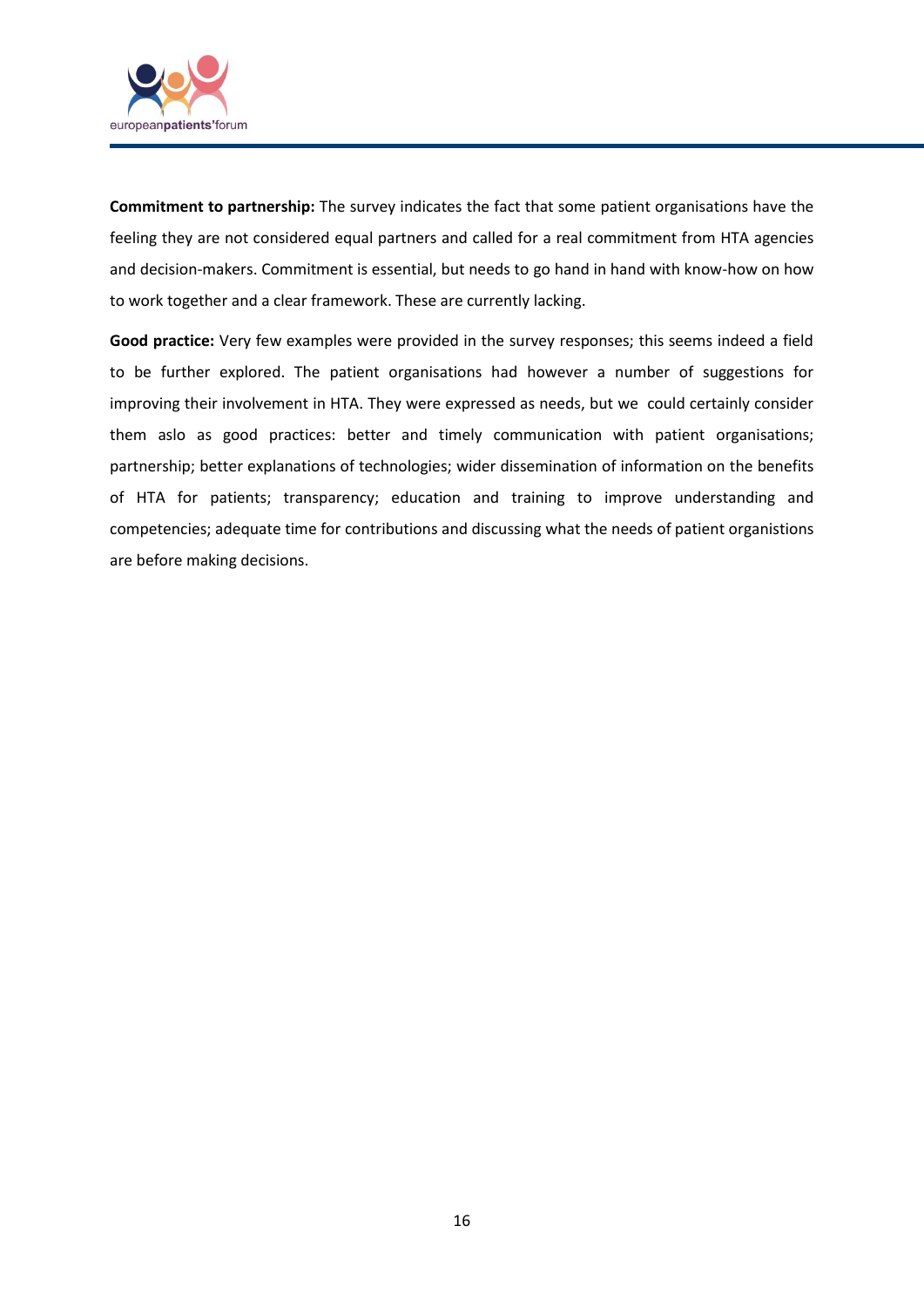**Commitment to partnership:** The survey indicates the fact that some patient organisations have the feeling they are not considered equal partners and called for a real commitment from HTA agencies and decision-makers. Commitment is essential, but needs to go hand in hand with know-how on how to work together and a clear framework. These are currently lacking.

**Good practice:** Very few examples were provided in the survey responses; this seems indeed a field to be further explored. The patient organisations had however a number of suggestions for improving their involvement in HTA. They were expressed as needs, but we could certainly consider them aslo as good practices: better and timely communication with patient organisations; partnership; better explanations of technologies; wider dissemination of information on the benefits of HTA for patients; transparency; education and training to improve understanding and competencies; adequate time for contributions and discussing what the needs of patient organistions are before making decisions.